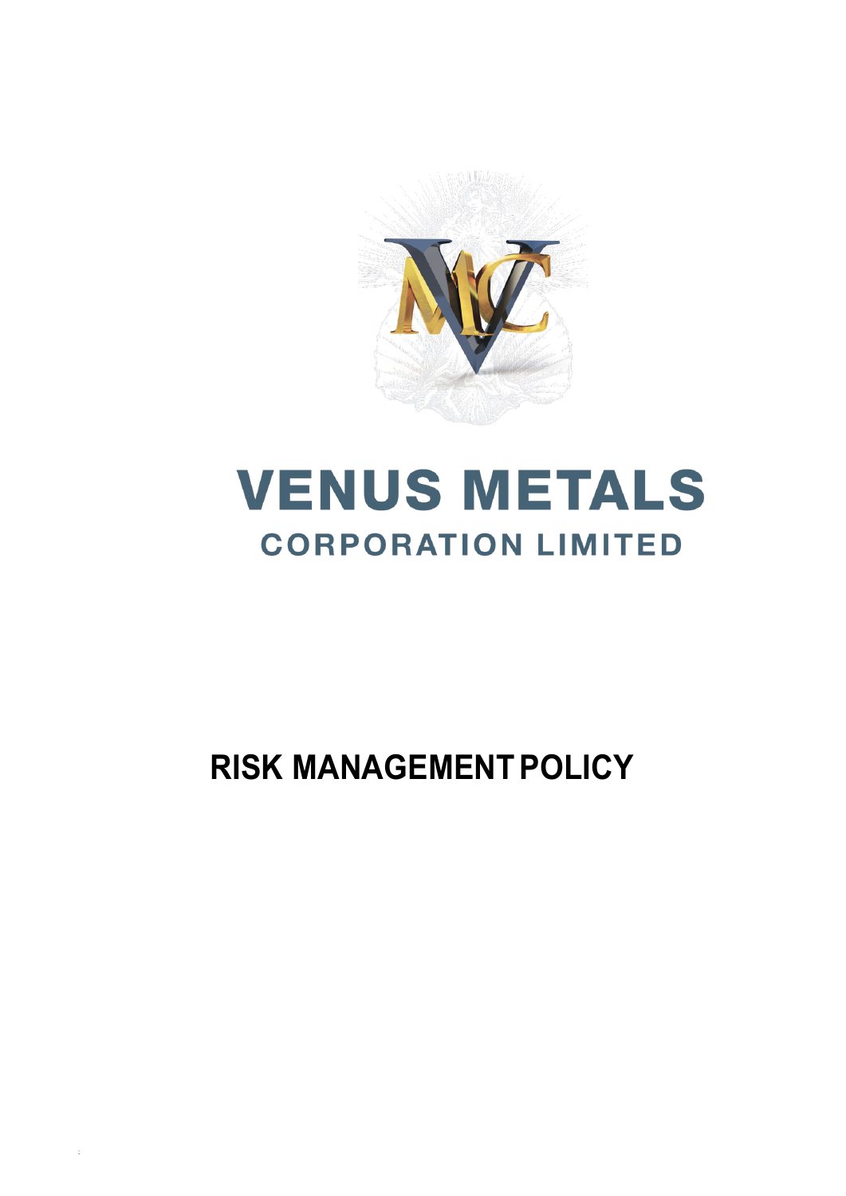# VENUS METALS

## CORPORATION LIMITED

# RISK MANAGEMENT POLICY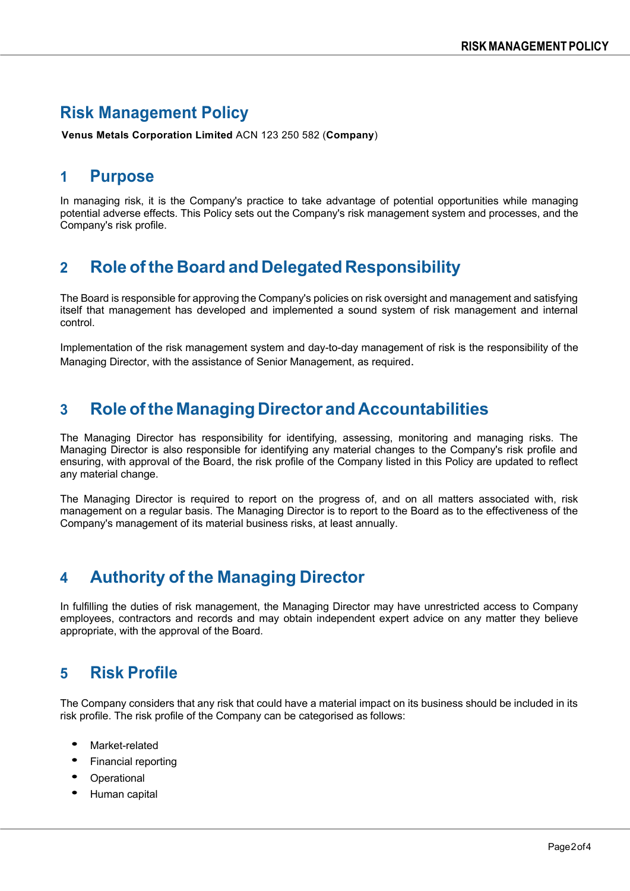# Risk Management Policy

**Venus Metals Corporation Limited** ACN 123 250 582 (**Company**)

## 1 Purpose

In managing risk, it is the Company's practice to take advantage of potential opportunities while managing potential adverse effects. This Policy sets out the Company's risk management system and processes, and the Company's risk profile.

## 2 Role of the Board and Delegated Responsibility

The Board is responsible for approving the Company's policies on risk oversight and management and satisfying itself that management has developed and implemented a sound system of risk management and internal control.

Implementation of the risk management system and day-to-day management of risk is the responsibility of the Managing Director, with the assistance of Senior Management, as required.

## 3 Role of the Managing Director and Accountabilities

The Managing Director has responsibility for identifying, assessing, monitoring and managing risks. The Managing Director is also responsible for identifying any material changes to the Company's risk profile and ensuring, with approval of the Board, the risk profile of the Company listed in this Policy are updated to reflect any material change.

The Managing Director is required to report on the progress of, and on all matters associated with, risk management on a regular basis. The Managing Director is to report to the Board as to the effectiveness of the Company's management of its material business risks, at least annually.

## 4 Authority of the Managing Director

In fulfilling the duties of risk management, the Managing Director may have unrestricted access to Company employees, contractors and records and may obtain independent expert advice on any matter they believe appropriate, with the approval of the Board.

## 5 Risk Profile

The Company considers that any risk that could have a material impact on its business should be included in its risk profile. The risk profile of the Company can be categorised as follows:

- Market-related
- Financial reporting
- Operational
- Human capital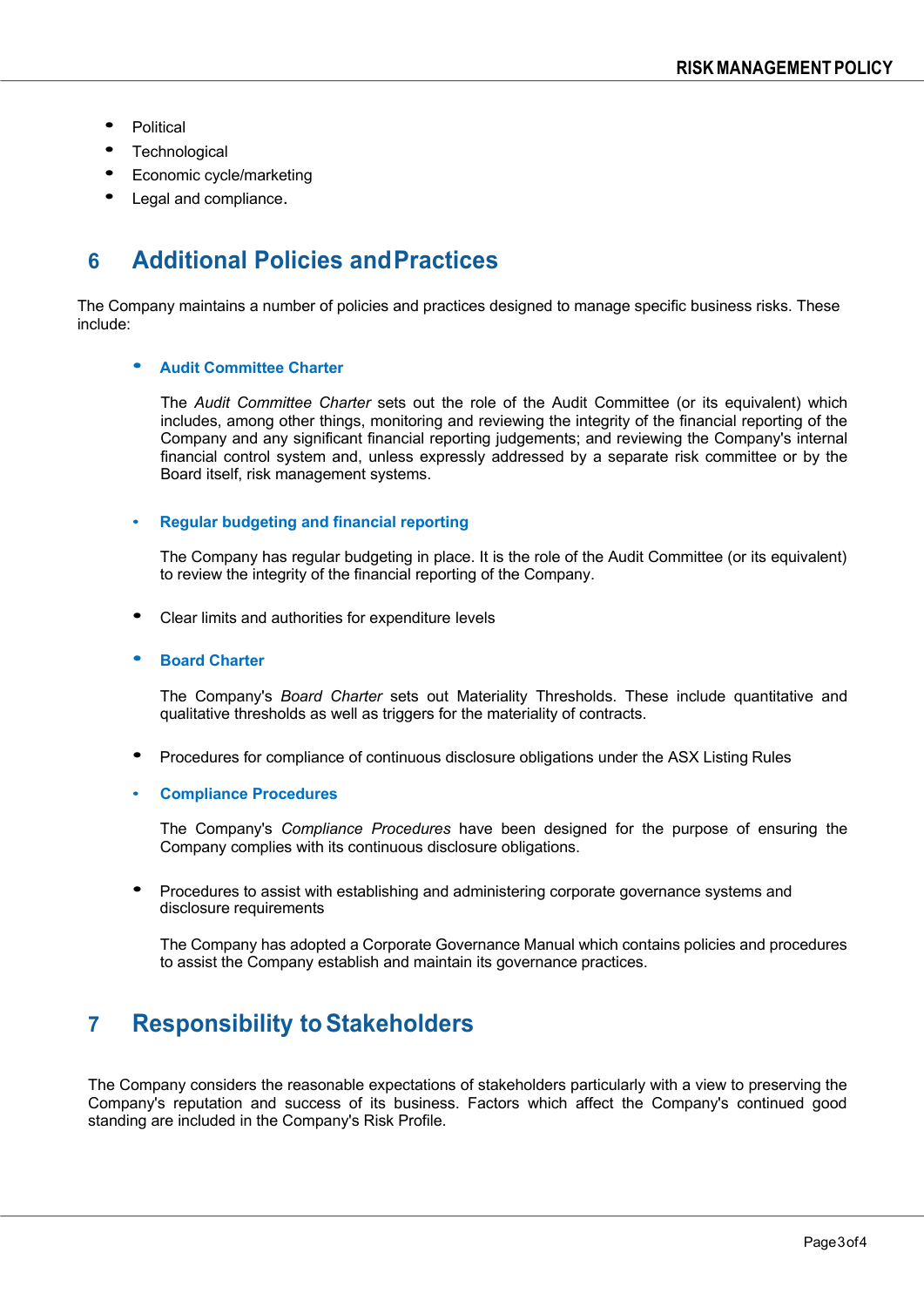- Political
- Technological
- Economic cycle/marketing
- Legal and compliance.

## 6 Additional Policies and Practices

The Company maintains a number of policies and practices designed to manage specific business risks. These include:

- **Audit Committee Charter**

  The *Audit Committee Charter* sets out the role of the Audit Committee (or its equivalent) which includes, among other things, monitoring and reviewing the integrity of the financial reporting of the Company and any significant financial reporting judgements; and reviewing the Company's internal financial control system and, unless expressly addressed by a separate risk committee or by the Board itself, risk management systems.

- **Regular budgeting and financial reporting**

  The Company has regular budgeting in place. It is the role of the Audit Committee (or its equivalent) to review the integrity of the financial reporting of the Company.

- Clear limits and authorities for expenditure levels

- **Board Charter**

  The Company's *Board Charter* sets out Materiality Thresholds. These include quantitative and qualitative thresholds as well as triggers for the materiality of contracts.

- Procedures for compliance of continuous disclosure obligations under the ASX Listing Rules

- **Compliance Procedures**

  The Company's *Compliance Procedures* have been designed for the purpose of ensuring the Company complies with its continuous disclosure obligations.

- Procedures to assist with establishing and administering corporate governance systems and disclosure requirements

  The Company has adopted a Corporate Governance Manual which contains policies and procedures to assist the Company establish and maintain its governance practices.

## 7 Responsibility to Stakeholders

The Company considers the reasonable expectations of stakeholders particularly with a view to preserving the Company's reputation and success of its business. Factors which affect the Company's continued good standing are included in the Company's Risk Profile.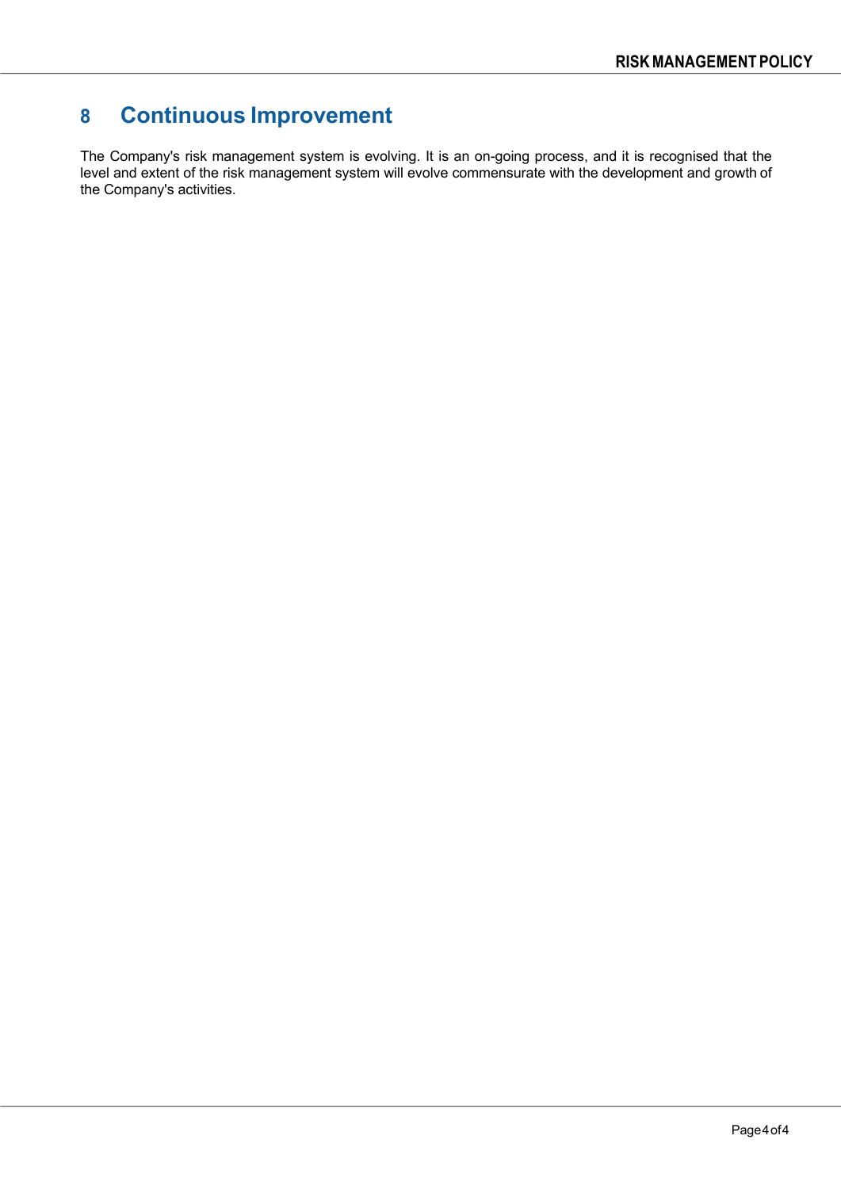# 8 Continuous Improvement

The Company's risk management system is evolving. It is an on-going process, and it is recognised that the level and extent of the risk management system will evolve commensurate with the development and growth of the Company's activities.